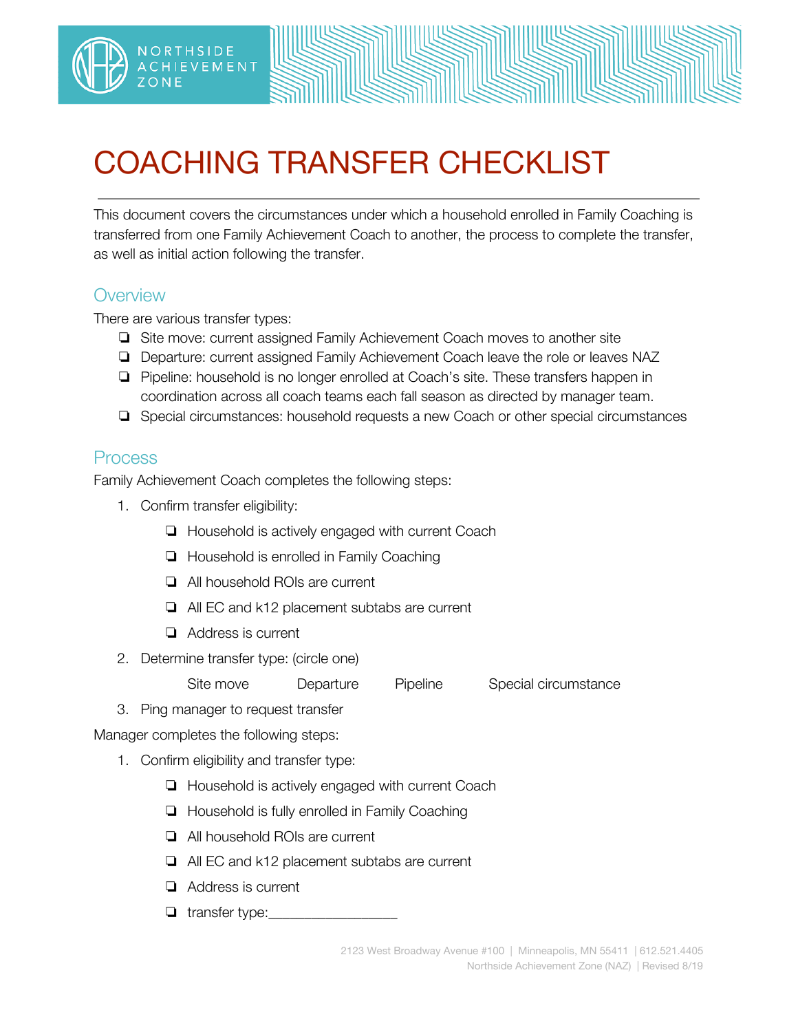# COACHING TRANSFER CHECKLIST

This document covers the circumstances under which a household enrolled in Family Coaching is transferred from one Family Achievement Coach to another, the process to complete the transfer, as well as initial action following the transfer.

## Overview

There are various transfer types:

- ❏ Site move: current assigned Family Achievement Coach moves to another site
- ❏ Departure: current assigned Family Achievement Coach leave the role or leaves NAZ
- ❏ Pipeline: household is no longer enrolled at Coach's site. These transfers happen in coordination across all coach teams each fall season as directed by manager team.
- ❏ Special circumstances: household requests a new Coach or other special circumstances

## Process

Family Achievement Coach completes the following steps:

1. Confirm transfer eligibility:
   - ❏ Household is actively engaged with current Coach
   - ❏ Household is enrolled in Family Coaching
   - ❏ All household ROIs are current
   - ❏ All EC and k12 placement subtabs are current
   - ❏ Address is current
2. Determine transfer type: (circle one)

   Site move Departure Pipeline Special circumstance
3. Ping manager to request transfer

Manager completes the following steps:

1. Confirm eligibility and transfer type:
   - ❏ Household is actively engaged with current Coach
   - ❏ Household is fully enrolled in Family Coaching
   - ❏ All household ROIs are current
   - ❏ All EC and k12 placement subtabs are current
   - ❏ Address is current
   - ❏ transfer type:_________________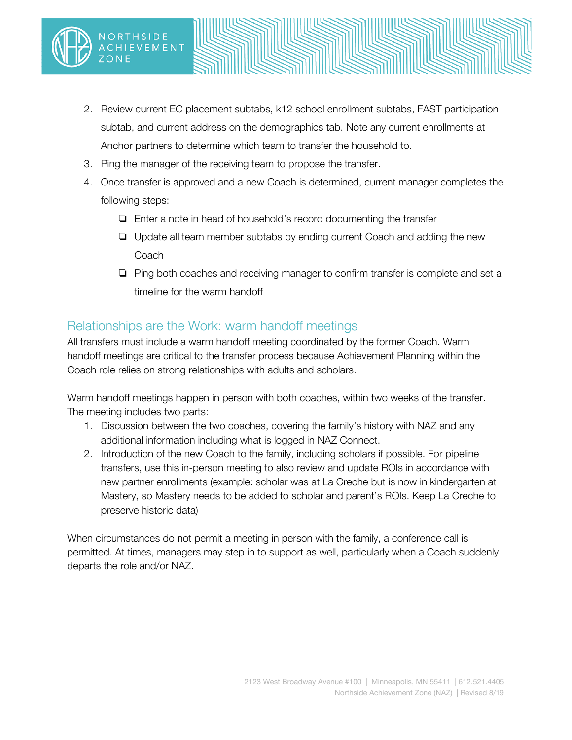2. Review current EC placement subtabs, k12 school enrollment subtabs, FAST participation subtab, and current address on the demographics tab. Note any current enrollments at Anchor partners to determine which team to transfer the household to.
3. Ping the manager of the receiving team to propose the transfer.
4. Once transfer is approved and a new Coach is determined, current manager completes the following steps:
   - ❏ Enter a note in head of household's record documenting the transfer
   - ❏ Update all team member subtabs by ending current Coach and adding the new Coach
   - ❏ Ping both coaches and receiving manager to confirm transfer is complete and set a timeline for the warm handoff

## Relationships are the Work: warm handoff meetings

All transfers must include a warm handoff meeting coordinated by the former Coach. Warm handoff meetings are critical to the transfer process because Achievement Planning within the Coach role relies on strong relationships with adults and scholars.

Warm handoff meetings happen in person with both coaches, within two weeks of the transfer. The meeting includes two parts:

1. Discussion between the two coaches, covering the family's history with NAZ and any additional information including what is logged in NAZ Connect.
2. Introduction of the new Coach to the family, including scholars if possible. For pipeline transfers, use this in-person meeting to also review and update ROIs in accordance with new partner enrollments (example: scholar was at La Creche but is now in kindergarten at Mastery, so Mastery needs to be added to scholar and parent's ROIs. Keep La Creche to preserve historic data)

When circumstances do not permit a meeting in person with the family, a conference call is permitted. At times, managers may step in to support as well, particularly when a Coach suddenly departs the role and/or NAZ.